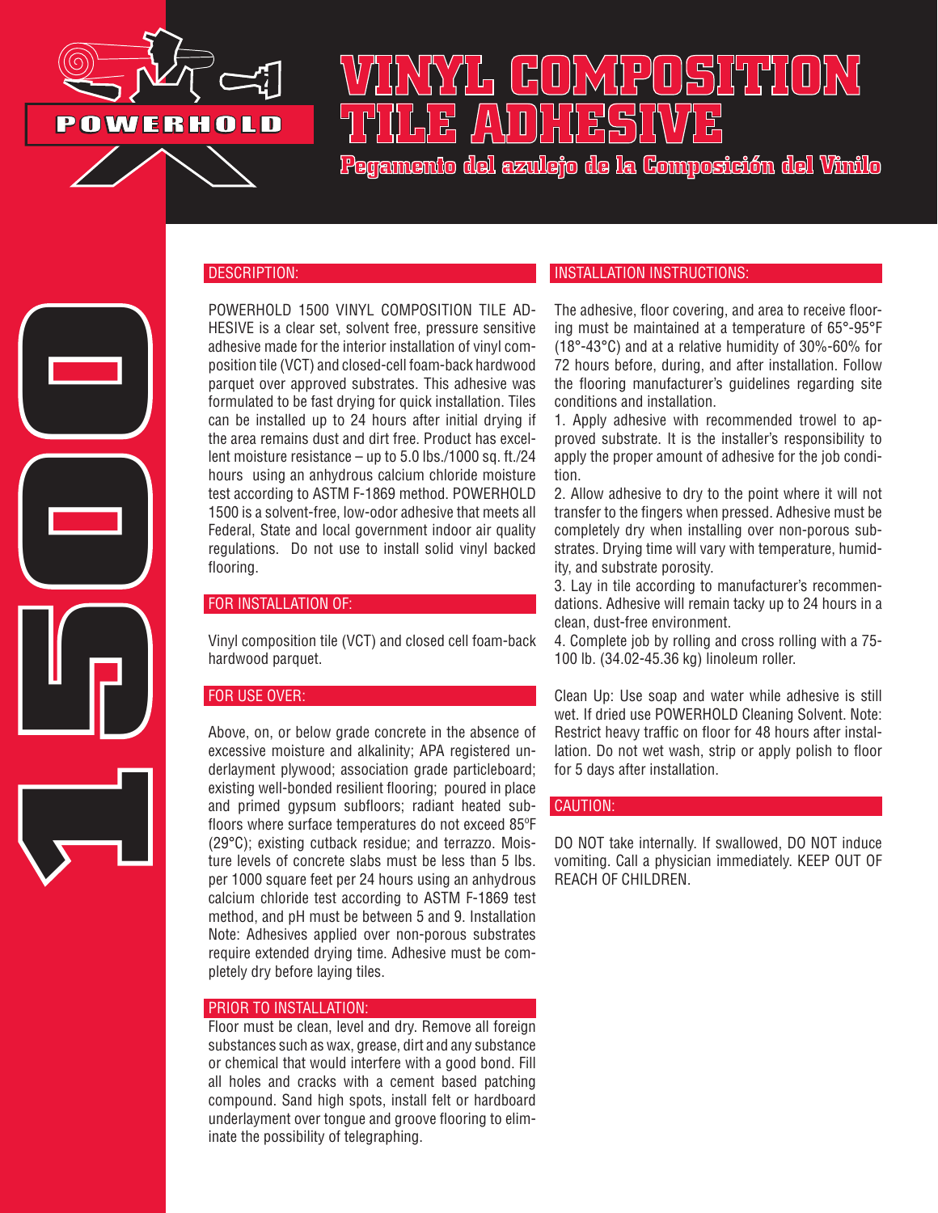POWERHOLD

# VINYL COMPOSITION TILE ADHESIVE

## Pegamento del azulejo de la Composición del Vinilo

1500

### DESCRIPTION:

POWERHOLD 1500 VINYL COMPOSITION TILE ADHESIVE is a clear set, solvent free, pressure sensitive adhesive made for the interior installation of vinyl composition tile (VCT) and closed-cell foam-back hardwood parquet over approved substrates. This adhesive was formulated to be fast drying for quick installation. Tiles can be installed up to 24 hours after initial drying if the area remains dust and dirt free. Product has excellent moisture resistance – up to 5.0 lbs./1000 sq. ft./24 hours using an anhydrous calcium chloride moisture test according to ASTM F-1869 method. POWERHOLD 1500 is a solvent-free, low-odor adhesive that meets all Federal, State and local government indoor air quality regulations. Do not use to install solid vinyl backed flooring.

### FOR INSTALLATION OF:

Vinyl composition tile (VCT) and closed cell foam-back hardwood parquet.

### FOR USE OVER:

Above, on, or below grade concrete in the absence of excessive moisture and alkalinity; APA registered underlayment plywood; association grade particleboard; existing well-bonded resilient flooring; poured in place and primed gypsum subfloors; radiant heated subfloors where surface temperatures do not exceed 85ºF (29°C); existing cutback residue; and terrazzo. Moisture levels of concrete slabs must be less than 5 lbs. per 1000 square feet per 24 hours using an anhydrous calcium chloride test according to ASTM F-1869 test method, and pH must be between 5 and 9. Installation Note: Adhesives applied over non-porous substrates require extended drying time. Adhesive must be completely dry before laying tiles.

### PRIOR TO INSTALLATION:

Floor must be clean, level and dry. Remove all foreign substances such as wax, grease, dirt and any substance or chemical that would interfere with a good bond. Fill all holes and cracks with a cement based patching compound. Sand high spots, install felt or hardboard underlayment over tongue and groove flooring to eliminate the possibility of telegraphing.

### INSTALLATION INSTRUCTIONS:

The adhesive, floor covering, and area to receive flooring must be maintained at a temperature of 65°-95°F (18°-43°C) and at a relative humidity of 30%-60% for 72 hours before, during, and after installation. Follow the flooring manufacturer's guidelines regarding site conditions and installation.

1. Apply adhesive with recommended trowel to approved substrate. It is the installer's responsibility to apply the proper amount of adhesive for the job condition.
2. Allow adhesive to dry to the point where it will not transfer to the fingers when pressed. Adhesive must be completely dry when installing over non-porous substrates. Drying time will vary with temperature, humidity, and substrate porosity.
3. Lay in tile according to manufacturer's recommendations. Adhesive will remain tacky up to 24 hours in a clean, dust-free environment.
4. Complete job by rolling and cross rolling with a 75-100 lb. (34.02-45.36 kg) linoleum roller.

Clean Up: Use soap and water while adhesive is still wet. If dried use POWERHOLD Cleaning Solvent. Note: Restrict heavy traffic on floor for 48 hours after installation. Do not wet wash, strip or apply polish to floor for 5 days after installation.

### CAUTION:

DO NOT take internally. If swallowed, DO NOT induce vomiting. Call a physician immediately. KEEP OUT OF REACH OF CHILDREN.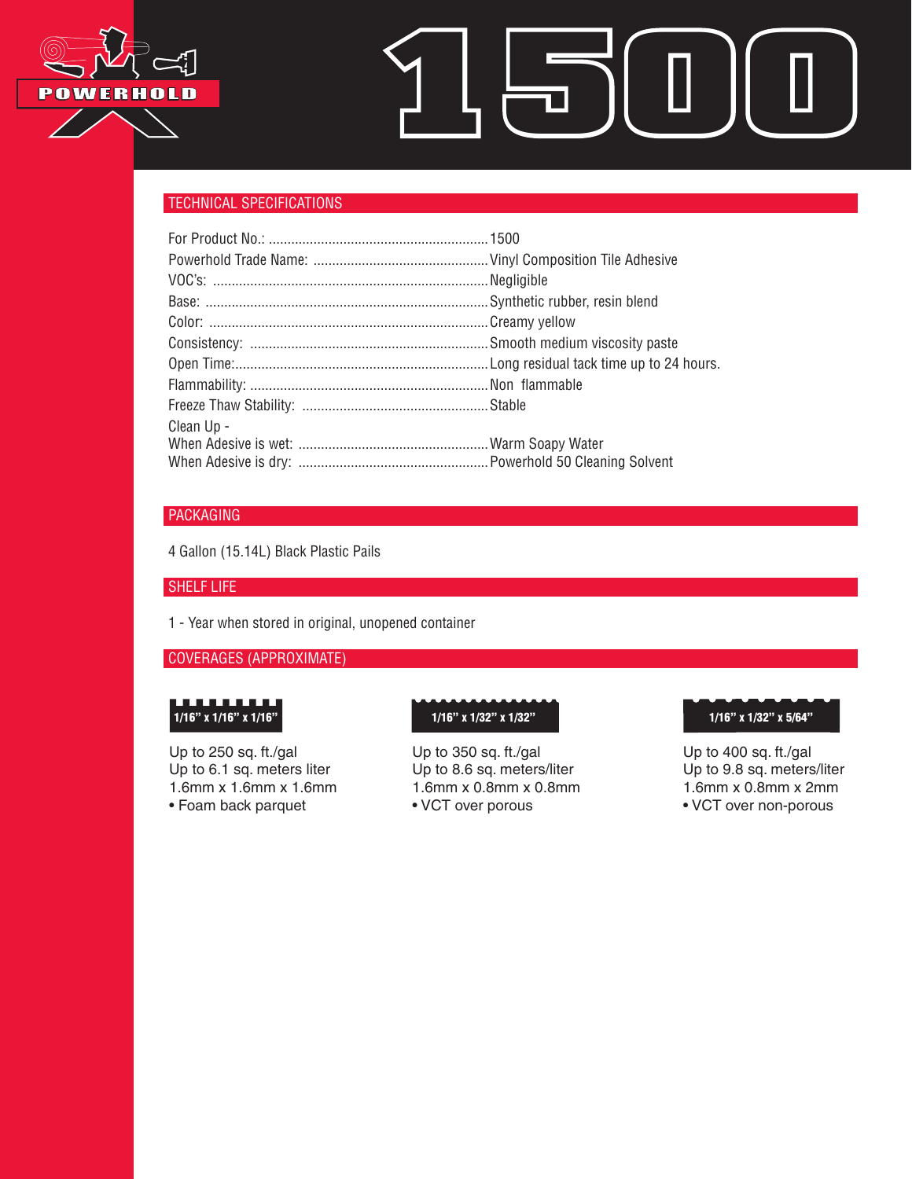POWERHOLD

# 1500

## TECHNICAL SPECIFICATIONS

| | |
|---|---|
| For Product No.: | 1500 |
| Powerhold Trade Name: | Vinyl Composition Tile Adhesive |
| VOC's: | Negligible |
| Base: | Synthetic rubber, resin blend |
| Color: | Creamy yellow |
| Consistency: | Smooth medium viscosity paste |
| Open Time: | Long residual tack time up to 24 hours. |
| Flammability: | Non flammable |
| Freeze Thaw Stability: | Stable |
| Clean Up - | |
| When Adesive is wet: | Warm Soapy Water |
| When Adesive is dry: | Powerhold 50 Cleaning Solvent |

## PACKAGING

4 Gallon (15.14L) Black Plastic Pails

## SHELF LIFE

1 - Year when stored in original, unopened container

## COVERAGES (APPROXIMATE)

**1/16" x 1/16" x 1/16"**

Up to 250 sq. ft./gal
Up to 6.1 sq. meters liter
1.6mm x 1.6mm x 1.6mm
- Foam back parquet

**1/16" x 1/32" x 1/32"**

Up to 350 sq. ft./gal
Up to 8.6 sq. meters/liter
1.6mm x 0.8mm x 0.8mm
- VCT over porous

**1/16" x 1/32" x 5/64"**

Up to 400 sq. ft./gal
Up to 9.8 sq. meters/liter
1.6mm x 0.8mm x 2mm
- VCT over non-porous